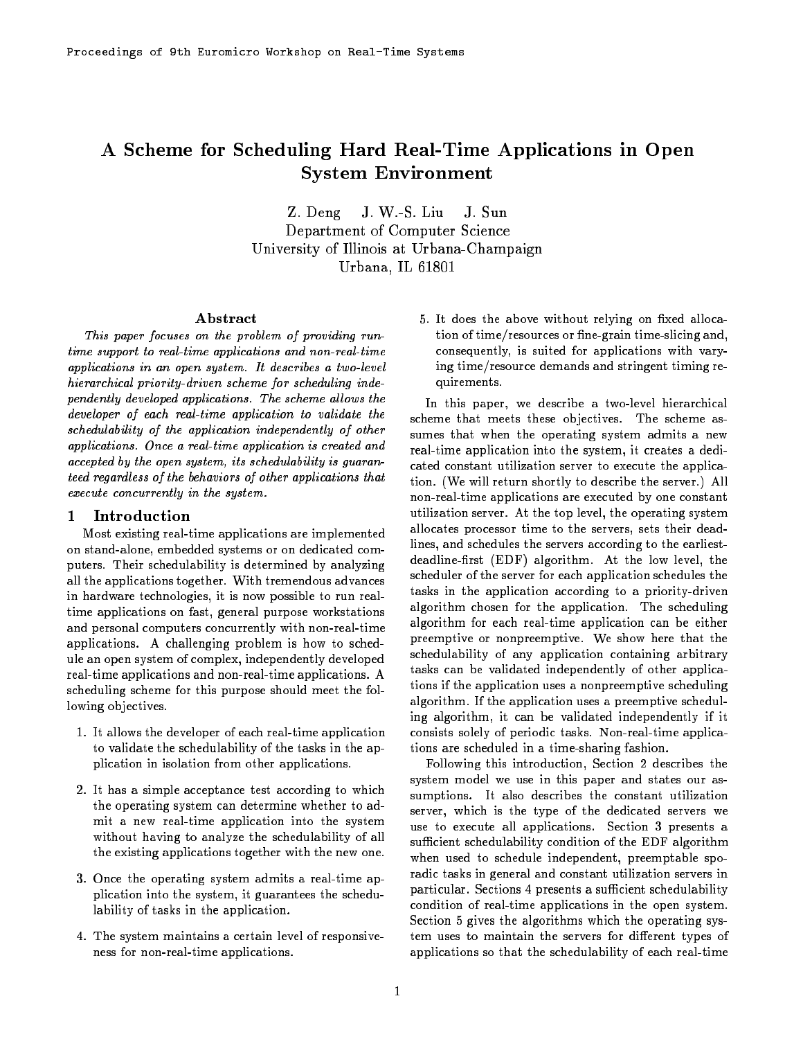# A Scheme for Scheduling Hard Real-Time Applications in Open System Environment

Z. Deng J. W.-S. Liu J. Sun
Department of Computer Science
University of Illinois at Urbana-Champaign
Urbana, IL 61801

## Abstract

*This paper focuses on the problem of providing runtime support to real-time applications and non-real-time applications in an open system. It describes a two-level hierarchical priority-driven scheme for scheduling independently developed applications. The scheme allows the developer of each real-time application to validate the schedulability of the application independently of other applications. Once a real-time application is created and accepted by the open system, its schedulability is guaranteed regardless of the behaviors of other applications that execute concurrently in the system.*

## 1 Introduction

Most existing real-time applications are implemented on stand-alone, embedded systems or on dedicated computers. Their schedulability is determined by analyzing all the applications together. With tremendous advances in hardware technologies, it is now possible to run real-time applications on fast, general purpose workstations and personal computers concurrently with non-real-time applications. A challenging problem is how to schedule an open system of complex, independently developed real-time applications and non-real-time applications. A scheduling scheme for this purpose should meet the following objectives.

1. It allows the developer of each real-time application to validate the schedulability of the tasks in the application in isolation from other applications.
2. It has a simple acceptance test according to which the operating system can determine whether to admit a new real-time application into the system without having to analyze the schedulability of all the existing applications together with the new one.
3. Once the operating system admits a real-time application into the system, it guarantees the schedulability of tasks in the application.
4. The system maintains a certain level of responsiveness for non-real-time applications.
5. It does the above without relying on fixed allocation of time/resources or fine-grain time-slicing and, consequently, is suited for applications with varying time/resource demands and stringent timing requirements.

In this paper, we describe a two-level hierarchical scheme that meets these objectives. The scheme assumes that when the operating system admits a new real-time application into the system, it creates a dedicated constant utilization server to execute the application. (We will return shortly to describe the server.) All non-real-time applications are executed by one constant utilization server. At the top level, the operating system allocates processor time to the servers, sets their deadlines, and schedules the servers according to the earliest-deadline-first (EDF) algorithm. At the low level, the scheduler of the server for each application schedules the tasks in the application according to a priority-driven algorithm chosen for the application. The scheduling algorithm for each real-time application can be either preemptive or nonpreemptive. We show here that the schedulability of any application containing arbitrary tasks can be validated independently of other applications if the application uses a nonpreemptive scheduling algorithm. If the application uses a preemptive scheduling algorithm, it can be validated independently if it consists solely of periodic tasks. Non-real-time applications are scheduled in a time-sharing fashion.

Following this introduction, Section 2 describes the system model we use in this paper and states our assumptions. It also describes the constant utilization server, which is the type of the dedicated servers we use to execute all applications. Section 3 presents a sufficient schedulability condition of the EDF algorithm when used to schedule independent, preemptable sporadic tasks in general and constant utilization servers in particular. Sections 4 presents a sufficient schedulability condition of real-time applications in the open system. Section 5 gives the algorithms which the operating system uses to maintain the servers for different types of applications so that the schedulability of each real-time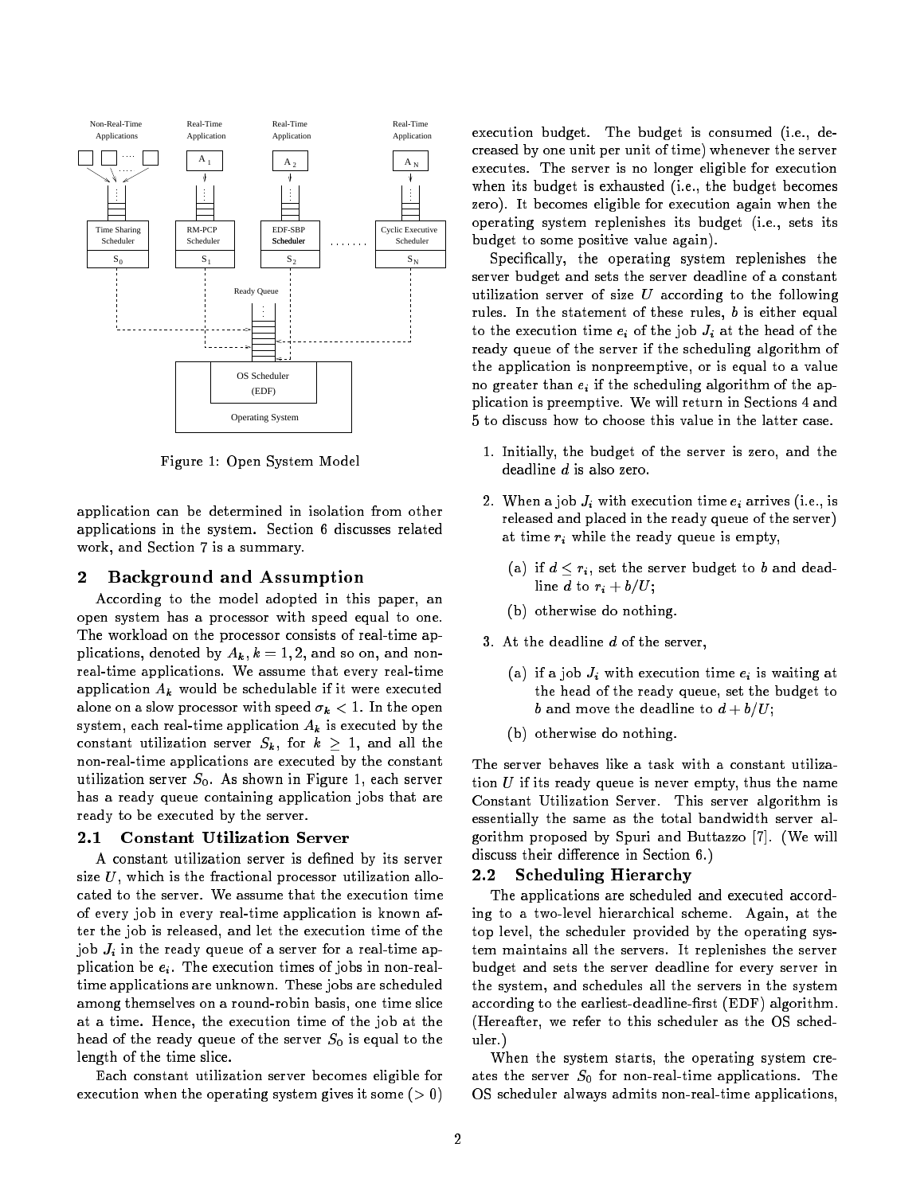Figure 1: Open System Model

application can be determined in isolation from other applications in the system. Section 6 discusses related work, and Section 7 is a summary.

## 2 Background and Assumption

According to the model adopted in this paper, an open system has a processor with speed equal to one. The workload on the processor consists of real-time applications, denoted by $A_k, k = 1, 2$, and so on, and non-real-time applications. We assume that every real-time application $A_k$ would be schedulable if it were executed alone on a slow processor with speed $\sigma_k < 1$. In the open system, each real-time application $A_k$ is executed by the constant utilization server $S_k$, for $k \geq 1$, and all the non-real-time applications are executed by the constant utilization server $S_0$. As shown in Figure 1, each server has a ready queue containing application jobs that are ready to be executed by the server.

### 2.1 Constant Utilization Server

A constant utilization server is defined by its server size $U$, which is the fractional processor utilization allocated to the server. We assume that the execution time of every job in every real-time application is known after the job is released, and let the execution time of the job $J_i$ in the ready queue of a server for a real-time application be $e_i$. The execution times of jobs in non-real-time applications are unknown. These jobs are scheduled among themselves on a round-robin basis, one time slice at a time. Hence, the execution time of the job at the head of the ready queue of the server $S_0$ is equal to the length of the time slice.

Each constant utilization server becomes eligible for execution when the operating system gives it some ($> 0$) execution budget. The budget is consumed (i.e., decreased by one unit per unit of time) whenever the server executes. The server is no longer eligible for execution when its budget is exhausted (i.e., the budget becomes zero). It becomes eligible for execution again when the operating system replenishes its budget (i.e., sets its budget to some positive value again).

Specifically, the operating system replenishes the server budget and sets the server deadline of a constant utilization server of size $U$ according to the following rules. In the statement of these rules, $b$ is either equal to the execution time $e_i$ of the job $J_i$ at the head of the ready queue of the server if the scheduling algorithm of the application is nonpreemptive, or is equal to a value no greater than $e_i$ if the scheduling algorithm of the application is preemptive. We will return in Sections 4 and 5 to discuss how to choose this value in the latter case.

1. Initially, the budget of the server is zero, and the deadline $d$ is also zero.
2. When a job $J_i$ with execution time $e_i$ arrives (i.e., is released and placed in the ready queue of the server) at time $r_i$ while the ready queue is empty,
   (a) if $d \leq r_i$, set the server budget to $b$ and deadline $d$ to $r_i + b/U$;
   (b) otherwise do nothing.
3. At the deadline $d$ of the server,
   (a) if a job $J_i$ with execution time $e_i$ is waiting at the head of the ready queue, set the budget to $b$ and move the deadline to $d + b/U$;
   (b) otherwise do nothing.

The server behaves like a task with a constant utilization $U$ if its ready queue is never empty, thus the name Constant Utilization Server. This server algorithm is essentially the same as the total bandwidth server algorithm proposed by Spuri and Buttazzo [7]. (We will discuss their difference in Section 6.)

### 2.2 Scheduling Hierarchy

The applications are scheduled and executed according to a two-level hierarchical scheme. Again, at the top level, the scheduler provided by the operating system maintains all the servers. It replenishes the server budget and sets the server deadline for every server in the system, and schedules all the servers in the system according to the earliest-deadline-first (EDF) algorithm. (Hereafter, we refer to this scheduler as the OS scheduler.)

When the system starts, the operating system creates the server $S_0$ for non-real-time applications. The OS scheduler always admits non-real-time applications,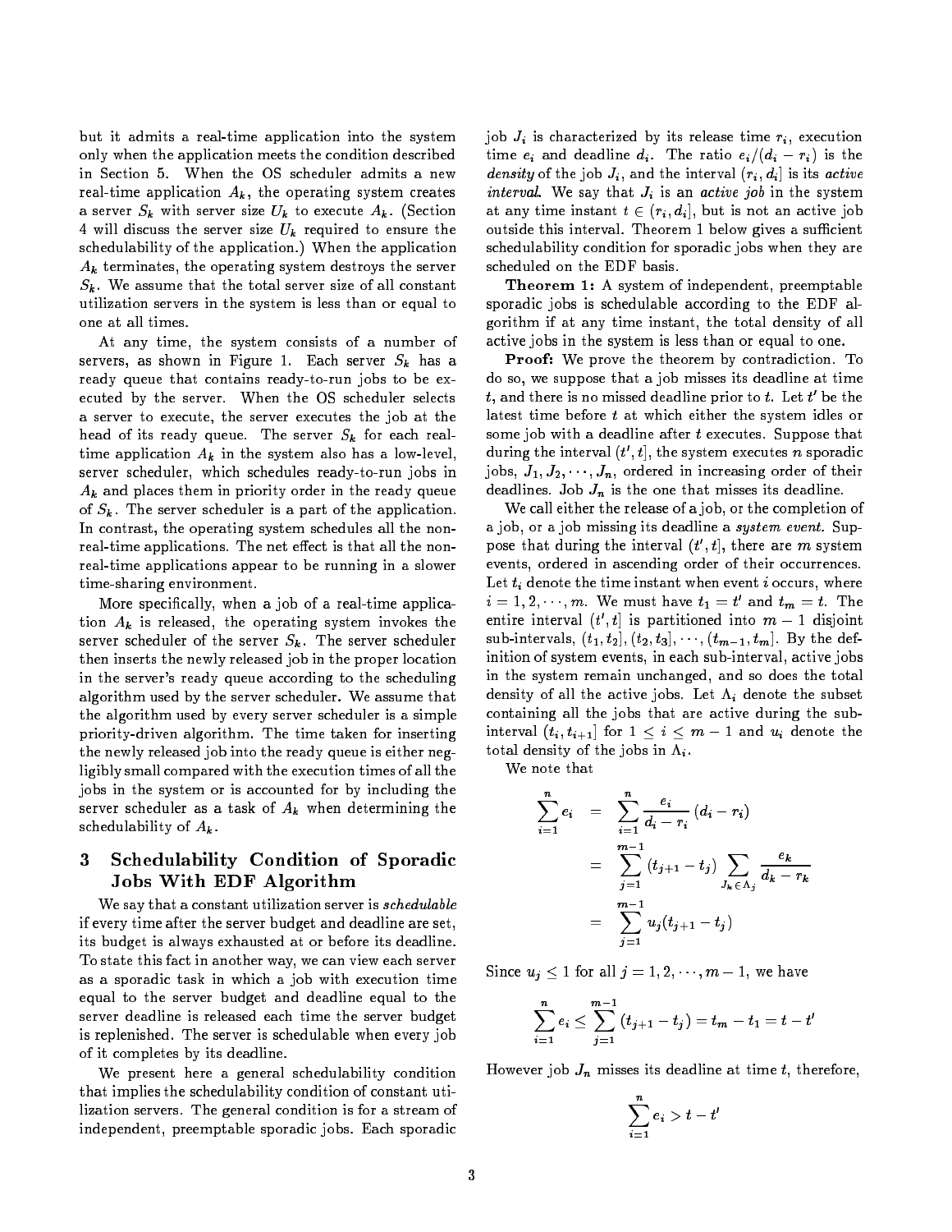but it admits a real-time application into the system only when the application meets the condition described in Section 5. When the OS scheduler admits a new real-time application $A_k$, the operating system creates a server $S_k$ with server size $U_k$ to execute $A_k$. (Section 4 will discuss the server size $U_k$ required to ensure the schedulability of the application.) When the application $A_k$ terminates, the operating system destroys the server $S_k$. We assume that the total server size of all constant utilization servers in the system is less than or equal to one at all times.

At any time, the system consists of a number of servers, as shown in Figure 1. Each server $S_k$ has a ready queue that contains ready-to-run jobs to be executed by the server. When the OS scheduler selects a server to execute, the server executes the job at the head of its ready queue. The server $S_k$ for each real-time application $A_k$ in the system also has a low-level, server scheduler, which schedules ready-to-run jobs in $A_k$ and places them in priority order in the ready queue of $S_k$. The server scheduler is a part of the application. In contrast, the operating system schedules all the non-real-time applications. The net effect is that all the non-real-time applications appear to be running in a slower time-sharing environment.

More specifically, when a job of a real-time application $A_k$ is released, the operating system invokes the server scheduler of the server $S_k$. The server scheduler then inserts the newly released job in the proper location in the server's ready queue according to the scheduling algorithm used by the server scheduler. We assume that the algorithm used by every server scheduler is a simple priority-driven algorithm. The time taken for inserting the newly released job into the ready queue is either negligibly small compared with the execution times of all the jobs in the system or is accounted for by including the server scheduler as a task of $A_k$ when determining the schedulability of $A_k$.

## 3 Schedulability Condition of Sporadic Jobs With EDF Algorithm

We say that a constant utilization server is *schedulable* if every time after the server budget and deadline are set, its budget is always exhausted at or before its deadline. To state this fact in another way, we can view each server as a sporadic task in which a job with execution time equal to the server budget and deadline equal to the server deadline is released each time the server budget is replenished. The server is schedulable when every job of it completes by its deadline.

We present here a general schedulability condition that implies the schedulability condition of constant utilization servers. The general condition is for a stream of independent, preemptable sporadic jobs. Each sporadic job $J_i$ is characterized by its release time $r_i$, execution time $e_i$ and deadline $d_i$. The ratio $e_i/(d_i - r_i)$ is the *density* of the job $J_i$, and the interval $(r_i, d_i]$ is its *active interval*. We say that $J_i$ is an *active job* in the system at any time instant $t \in (r_i, d_i]$, but is not an active job outside this interval. Theorem 1 below gives a sufficient schedulability condition for sporadic jobs when they are scheduled on the EDF basis.

**Theorem 1:** A system of independent, preemptable sporadic jobs is schedulable according to the EDF algorithm if at any time instant, the total density of all active jobs in the system is less than or equal to one.

**Proof:** We prove the theorem by contradiction. To do so, we suppose that a job misses its deadline at time $t$, and there is no missed deadline prior to $t$. Let $t'$ be the latest time before $t$ at which either the system idles or some job with a deadline after $t$ executes. Suppose that during the interval $(t', t]$, the system executes $n$ sporadic jobs, $J_1, J_2, \cdots, J_n$, ordered in increasing order of their deadlines. Job $J_n$ is the one that misses its deadline.

We call either the release of a job, or the completion of a job, or a job missing its deadline a *system event*. Suppose that during the interval $(t', t]$, there are $m$ system events, ordered in ascending order of their occurrences. Let $t_i$ denote the time instant when event $i$ occurs, where $i = 1, 2, \cdots, m$. We must have $t_1 = t'$ and $t_m = t$. The entire interval $(t', t]$ is partitioned into $m - 1$ disjoint sub-intervals, $(t_1, t_2], (t_2, t_3], \cdots, (t_{m-1}, t_m]$. By the definition of system events, in each sub-interval, active jobs in the system remain unchanged, and so does the total density of all the active jobs. Let $\Lambda_i$ denote the subset containing all the jobs that are active during the sub-interval $(t_i, t_{i+1}]$ for $1 \le i \le m - 1$ and $u_i$ denote the total density of the jobs in $\Lambda_i$.

We note that

$$
\begin{aligned}
\sum_{i=1}^{n} e_i &= \sum_{i=1}^{n} \frac{e_i}{d_i - r_i} (d_i - r_i) \\
&= \sum_{j=1}^{m-1} (t_{j+1} - t_j) \sum_{J_k \in \Lambda_j} \frac{e_k}{d_k - r_k} \\
&= \sum_{j=1}^{m-1} u_j (t_{j+1} - t_j)
\end{aligned}
$$

Since $u_j \le 1$ for all $j = 1, 2, \cdots, m - 1$, we have

$$
\sum_{i=1}^{n} e_i \le \sum_{j=1}^{m-1} (t_{j+1} - t_j) = t_m - t_1 = t - t'
$$

However job $J_n$ misses its deadline at time $t$, therefore,

$$
\sum_{i=1}^{n} e_i > t - t'
$$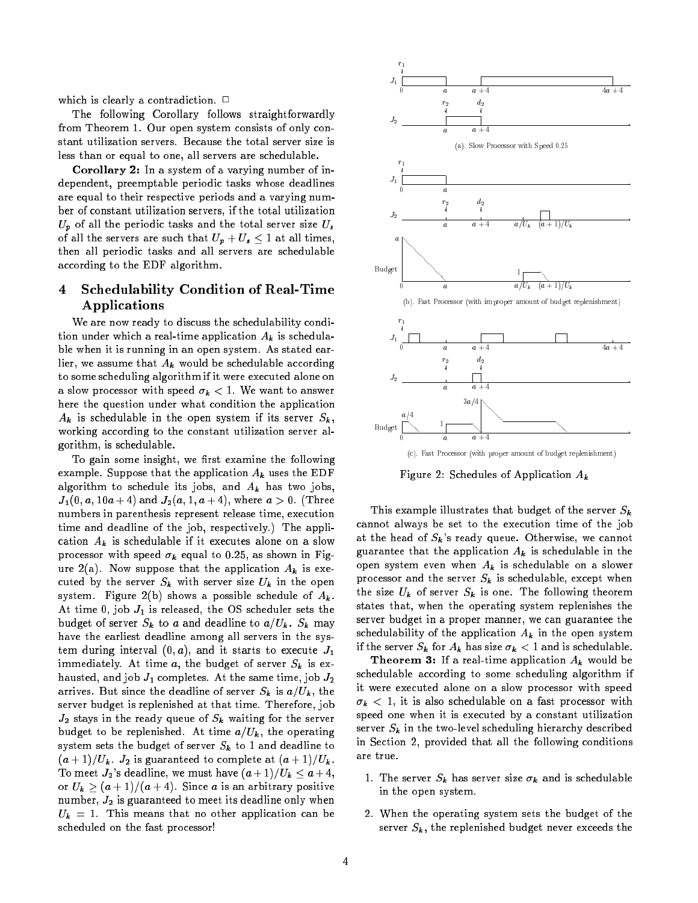which is clearly a contradiction. □

The following Corollary follows straightforwardly from Theorem 1. Our open system consists of only constant utilization servers. Because the total server size is less than or equal to one, all servers are schedulable.

**Corollary 2:** In a system of a varying number of independent, preemptable periodic tasks whose deadlines are equal to their respective periods and a varying number of constant utilization servers, if the total utilization $U_p$ of all the periodic tasks and the total server size $U_s$ of all the servers are such that $U_p + U_s \leq 1$ at all times, then all periodic tasks and all servers are schedulable according to the EDF algorithm.

## 4 Schedulability Condition of Real-Time Applications

We are now ready to discuss the schedulability condition under which a real-time application $A_k$ is schedulable when it is running in an open system. As stated earlier, we assume that $A_k$ would be schedulable according to some scheduling algorithm if it were executed alone on a slow processor with speed $\sigma_k < 1$. We want to answer here the question under what condition the application $A_k$ is schedulable in the open system if its server $S_k$, working according to the constant utilization server algorithm, is schedulable.

To gain some insight, we first examine the following example. Suppose that the application $A_k$ uses the EDF algorithm to schedule its jobs, and $A_k$ has two jobs, $J_1(0, a, 10a + 4)$ and $J_2(a, 1, a + 4)$, where $a > 0$. (Three numbers in parenthesis represent release time, execution time and deadline of the job, respectively.) The application $A_k$ is schedulable if it executes alone on a slow processor with speed $\sigma_k$ equal to 0.25, as shown in Figure 2(a). Now suppose that the application $A_k$ is executed by the server $S_k$ with server size $U_k$ in the open system. Figure 2(b) shows a possible schedule of $A_k$. At time 0, job $J_1$ is released, the OS scheduler sets the budget of server $S_k$ to $a$ and deadline to $a/U_k$. $S_k$ may have the earliest deadline among all servers in the system during interval $(0, a)$, and it starts to execute $J_1$ immediately. At time $a$, the budget of server $S_k$ is exhausted, and job $J_1$ completes. At the same time, job $J_2$ arrives. But since the deadline of server $S_k$ is $a/U_k$, the server budget is replenished at that time. Therefore, job $J_2$ stays in the ready queue of $S_k$ waiting for the server budget to be replenished. At time $a/U_k$, the operating system sets the budget of server $S_k$ to 1 and deadline to $(a+1)/U_k$. $J_2$ is guaranteed to complete at $(a+1)/U_k$. To meet $J_2$'s deadline, we must have $(a+1)/U_k \leq a+4$, or $U_k \geq (a+1)/(a+4)$. Since $a$ is an arbitrary positive number, $J_2$ is guaranteed to meet its deadline only when $U_k = 1$. This means that no other application can be scheduled on the fast processor!

(a). Slow Processor with Speed 0.25

(b). Fast Processor (with improper amount of budget replenishment)

(c). Fast Processor (with proper amount of budget replenishment)

Figure 2: Schedules of Application $A_k$

This example illustrates that budget of the server $S_k$ cannot always be set to the execution time of the job at the head of $S_k$'s ready queue. Otherwise, we cannot guarantee that the application $A_k$ is schedulable in the open system even when $A_k$ is schedulable on a slower processor and the server $S_k$ is schedulable, except when the size $U_k$ of server $S_k$ is one. The following theorem states that, when the operating system replenishes the server budget in a proper manner, we can guarantee the schedulability of the application $A_k$ in the open system if the server $S_k$ for $A_k$ has size $\sigma_k < 1$ and is schedulable.

**Theorem 3:** If a real-time application $A_k$ would be schedulable according to some scheduling algorithm if it were executed alone on a slow processor with speed $\sigma_k < 1$, it is also schedulable on a fast processor with speed one when it is executed by a constant utilization server $S_k$ in the two-level scheduling hierarchy described in Section 2, provided that all the following conditions are true.

1. The server $S_k$ has server size $\sigma_k$ and is schedulable in the open system.
2. When the operating system sets the budget of the server $S_k$, the replenished budget never exceeds the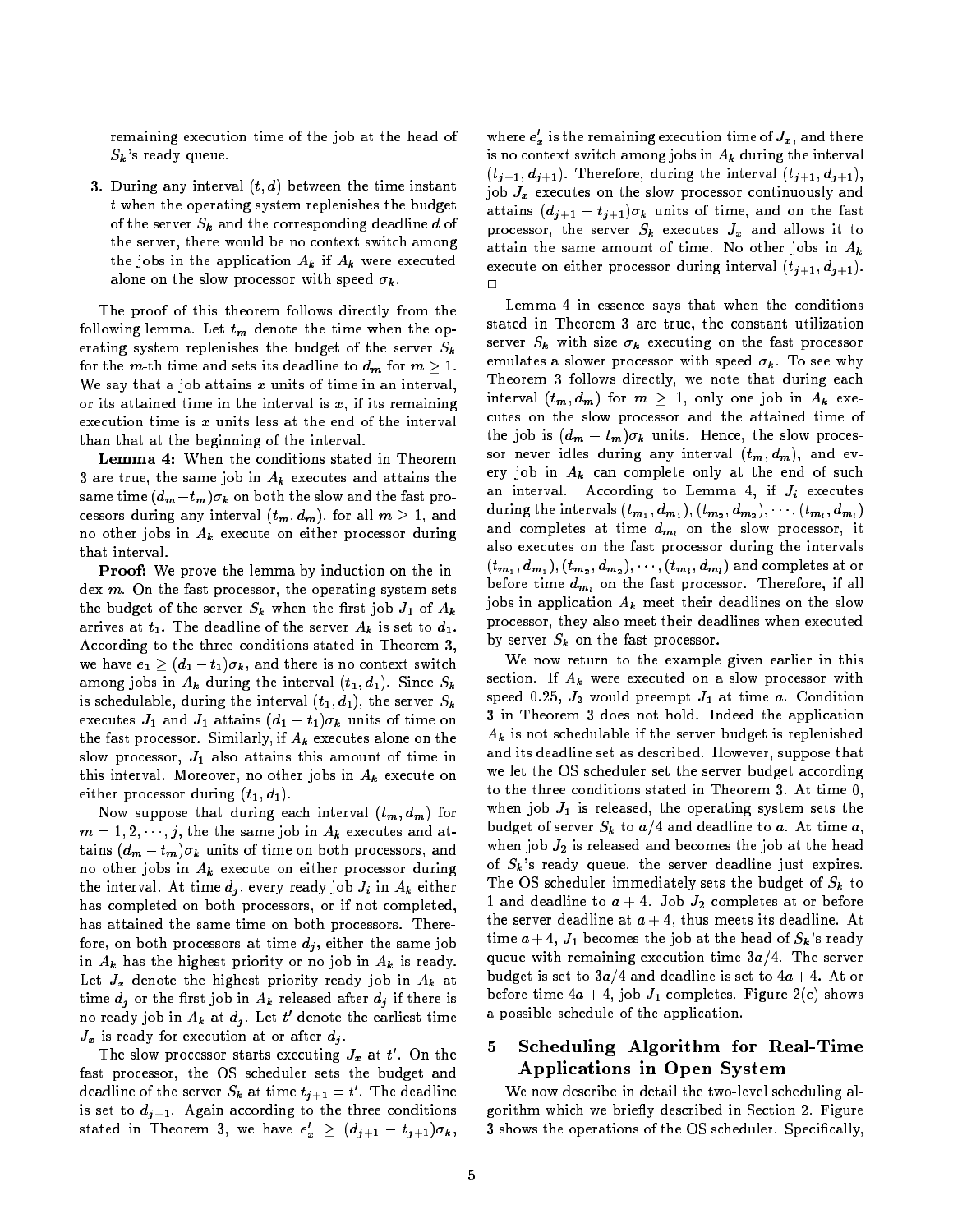remaining execution time of the job at the head of $S_k$'s ready queue.

3. During any interval $(t, d)$ between the time instant $t$ when the operating system replenishes the budget of the server $S_k$ and the corresponding deadline $d$ of the server, there would be no context switch among the jobs in the application $A_k$ if $A_k$ were executed alone on the slow processor with speed $\sigma_k$.

The proof of this theorem follows directly from the following lemma. Let $t_m$ denote the time when the operating system replenishes the budget of the server $S_k$ for the $m$-th time and sets its deadline to $d_m$ for $m \geq 1$. We say that a job attains $x$ units of time in an interval, or its attained time in the interval is $x$, if its remaining execution time is $x$ units less at the end of the interval than that at the beginning of the interval.

**Lemma 4:** When the conditions stated in Theorem 3 are true, the same job in $A_k$ executes and attains the same time $(d_m - t_m)\sigma_k$ on both the slow and the fast processors during any interval $(t_m, d_m)$, for all $m \geq 1$, and no other jobs in $A_k$ execute on either processor during that interval.

**Proof:** We prove the lemma by induction on the index $m$. On the fast processor, the operating system sets the budget of the server $S_k$ when the first job $J_1$ of $A_k$ arrives at $t_1$. The deadline of the server $A_k$ is set to $d_1$. According to the three conditions stated in Theorem 3, we have $e_1 \geq (d_1 - t_1)\sigma_k$, and there is no context switch among jobs in $A_k$ during the interval $(t_1, d_1)$. Since $S_k$ is schedulable, during the interval $(t_1, d_1)$, the server $S_k$ executes $J_1$ and $J_1$ attains $(d_1 - t_1)\sigma_k$ units of time on the fast processor. Similarly, if $A_k$ executes alone on the slow processor, $J_1$ also attains this amount of time in this interval. Moreover, no other jobs in $A_k$ execute on either processor during $(t_1, d_1)$.

Now suppose that during each interval $(t_m, d_m)$ for $m = 1, 2, \cdots, j$, the the same job in $A_k$ executes and attains $(d_m - t_m)\sigma_k$ units of time on both processors, and no other jobs in $A_k$ execute on either processor during the interval. At time $d_j$, every ready job $J_i$ in $A_k$ either has completed on both processors, or if not completed, has attained the same time on both processors. Therefore, on both processors at time $d_j$, either the same job in $A_k$ has the highest priority or no job in $A_k$ is ready. Let $J_x$ denote the highest priority ready job in $A_k$ at time $d_j$ or the first job in $A_k$ released after $d_j$ if there is no ready job in $A_k$ at $d_j$. Let $t'$ denote the earliest time $J_x$ is ready for execution at or after $d_j$.

The slow processor starts executing $J_x$ at $t'$. On the fast processor, the OS scheduler sets the budget and deadline of the server $S_k$ at time $t_{j+1} = t'$. The deadline is set to $d_{j+1}$. Again according to the three conditions stated in Theorem 3, we have $e'_x \geq (d_{j+1} - t_{j+1})\sigma_k$, where $e'_x$ is the remaining execution time of $J_x$, and there is no context switch among jobs in $A_k$ during the interval $(t_{j+1}, d_{j+1})$. Therefore, during the interval $(t_{j+1}, d_{j+1})$, job $J_x$ executes on the slow processor continuously and attains $(d_{j+1} - t_{j+1})\sigma_k$ units of time, and on the fast processor, the server $S_k$ executes $J_x$ and allows it to attain the same amount of time. No other jobs in $A_k$ execute on either processor during interval $(t_{j+1}, d_{j+1})$. □

Lemma 4 in essence says that when the conditions stated in Theorem 3 are true, the constant utilization server $S_k$ with size $\sigma_k$ executing on the fast processor emulates a slower processor with speed $\sigma_k$. To see why Theorem 3 follows directly, we note that during each interval $(t_m, d_m)$ for $m \geq 1$, only one job in $A_k$ executes on the slow processor and the attained time of the job is $(d_m - t_m)\sigma_k$ units. Hence, the slow processor never idles during any interval $(t_m, d_m)$, and every job in $A_k$ can complete only at the end of such an interval. According to Lemma 4, if $J_i$ executes during the intervals $(t_{m_1}, d_{m_1}), (t_{m_2}, d_{m_2}), \cdots, (t_{m_l}, d_{m_l})$ and completes at time $d_{m_l}$ on the slow processor, it also executes on the fast processor during the intervals $(t_{m_1}, d_{m_1}), (t_{m_2}, d_{m_2}), \cdots, (t_{m_l}, d_{m_l})$ and completes at or before time $d_{m_l}$ on the fast processor. Therefore, if all jobs in application $A_k$ meet their deadlines on the slow processor, they also meet their deadlines when executed by server $S_k$ on the fast processor.

We now return to the example given earlier in this section. If $A_k$ were executed on a slow processor with speed 0.25, $J_2$ would preempt $J_1$ at time $a$. Condition 3 in Theorem 3 does not hold. Indeed the application $A_k$ is not schedulable if the server budget is replenished and its deadline set as described. However, suppose that we let the OS scheduler set the server budget according to the three conditions stated in Theorem 3. At time 0, when job $J_1$ is released, the operating system sets the budget of server $S_k$ to $a/4$ and deadline to $a$. At time $a$, when job $J_2$ is released and becomes the job at the head of $S_k$'s ready queue, the server deadline just expires. The OS scheduler immediately sets the budget of $S_k$ to 1 and deadline to $a + 4$. Job $J_2$ completes at or before the server deadline at $a + 4$, thus meets its deadline. At time $a + 4$, $J_1$ becomes the job at the head of $S_k$'s ready queue with remaining execution time $3a/4$. The server budget is set to $3a/4$ and deadline is set to $4a + 4$. At or before time $4a + 4$, job $J_1$ completes. Figure 2(c) shows a possible schedule of the application.

## 5 Scheduling Algorithm for Real-Time Applications in Open System

We now describe in detail the two-level scheduling algorithm which we briefly described in Section 2. Figure 3 shows the operations of the OS scheduler. Specifically,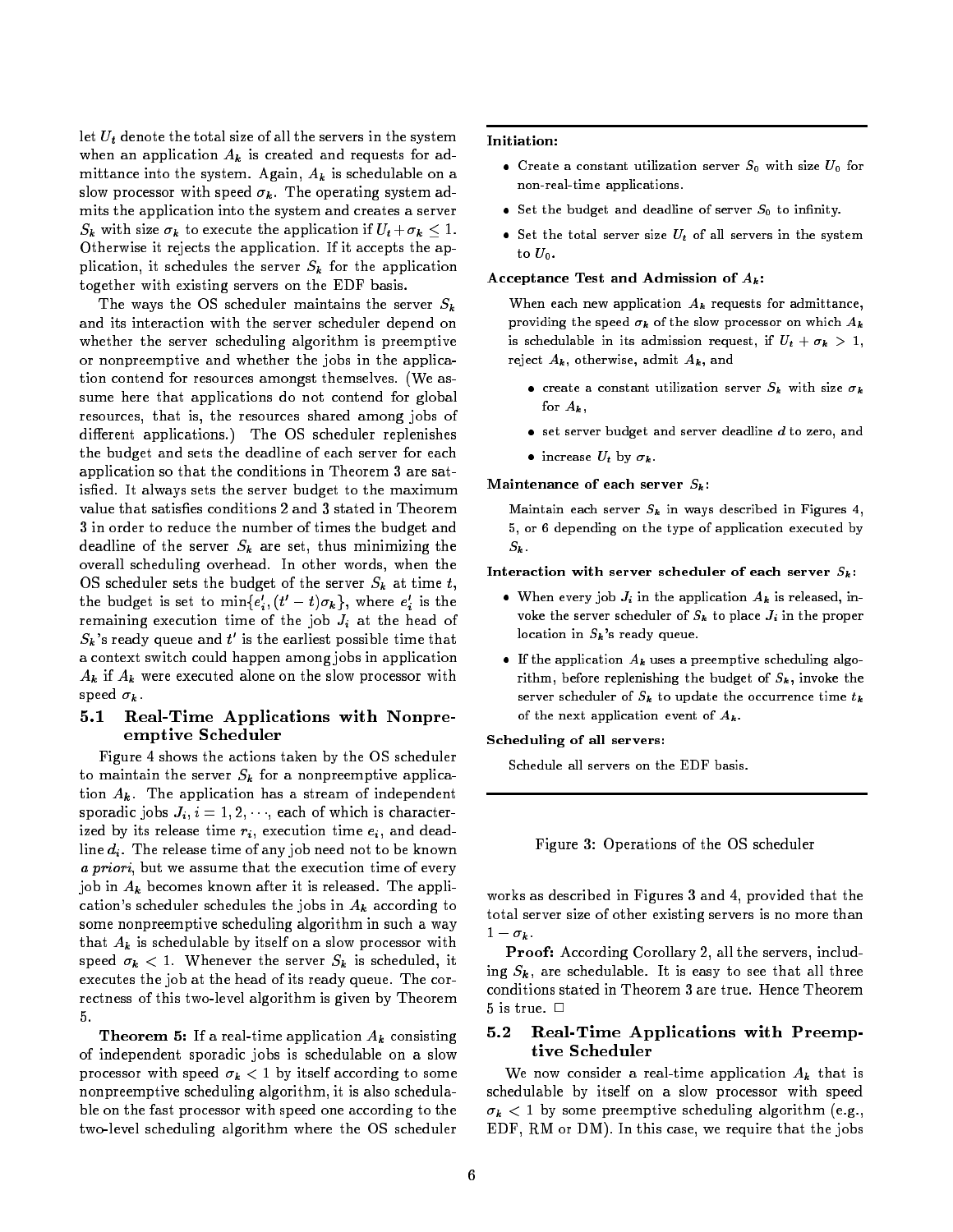let $U_t$ denote the total size of all the servers in the system when an application $A_k$ is created and requests for admittance into the system. Again, $A_k$ is schedulable on a slow processor with speed $\sigma_k$. The operating system admits the application into the system and creates a server $S_k$ with size $\sigma_k$ to execute the application if $U_t + \sigma_k \leq 1$. Otherwise it rejects the application. If it accepts the application, it schedules the server $S_k$ for the application together with existing servers on the EDF basis.

The ways the OS scheduler maintains the server $S_k$ and its interaction with the server scheduler depend on whether the server scheduling algorithm is preemptive or nonpreemptive and whether the jobs in the application contend for resources amongst themselves. (We assume here that applications do not contend for global resources, that is, the resources shared among jobs of different applications.) The OS scheduler replenishes the budget and sets the deadline of each server for each application so that the conditions in Theorem 3 are satisfied. It always sets the server budget to the maximum value that satisfies conditions 2 and 3 stated in Theorem 3 in order to reduce the number of times the budget and deadline of the server $S_k$ are set, thus minimizing the overall scheduling overhead. In other words, when the OS scheduler sets the budget of the server $S_k$ at time $t$, the budget is set to $\min\{e_i', (t' - t)\sigma_k\}$, where $e_i'$ is the remaining execution time of the job $J_i$ at the head of $S_k$'s ready queue and $t'$ is the earliest possible time that a context switch could happen among jobs in application $A_k$ if $A_k$ were executed alone on the slow processor with speed $\sigma_k$.

**Initiation:**

- Create a constant utilization server $S_0$ with size $U_0$ for non-real-time applications.
- Set the budget and deadline of server $S_0$ to infinity.
- Set the total server size $U_t$ of all servers in the system to $U_0$.

**Acceptance Test and Admission of $A_k$:**

When each new application $A_k$ requests for admittance, providing the speed $\sigma_k$ of the slow processor on which $A_k$ is schedulable in its admission request, if $U_t + \sigma_k > 1$, reject $A_k$, otherwise, admit $A_k$, and

- create a constant utilization server $S_k$ with size $\sigma_k$ for $A_k$,
- set server budget and server deadline $d$ to zero, and
- increase $U_t$ by $\sigma_k$.

**Maintenance of each server $S_k$:**

Maintain each server $S_k$ in ways described in Figures 4, 5, or 6 depending on the type of application executed by $S_k$.

**Interaction with server scheduler of each server $S_k$:**

- When every job $J_i$ in the application $A_k$ is released, invoke the server scheduler of $S_k$ to place $J_i$ in the proper location in $S_k$'s ready queue.
- If the application $A_k$ uses a preemptive scheduling algorithm, before replenishing the budget of $S_k$, invoke the server scheduler of $S_k$ to update the occurrence time $t_k$ of the next application event of $A_k$.

**Scheduling of all servers:**

Schedule all servers on the EDF basis.

Figure 3: Operations of the OS scheduler

## 5.1 Real-Time Applications with Nonpreemptive Scheduler

Figure 4 shows the actions taken by the OS scheduler to maintain the server $S_k$ for a nonpreemptive application $A_k$. The application has a stream of independent sporadic jobs $J_i, i = 1, 2, \cdots$, each of which is characterized by its release time $r_i$, execution time $e_i$, and deadline $d_i$. The release time of any job need not to be known *a priori*, but we assume that the execution time of every job in $A_k$ becomes known after it is released. The application's scheduler schedules the jobs in $A_k$ according to some nonpreemptive scheduling algorithm in such a way that $A_k$ is schedulable by itself on a slow processor with speed $\sigma_k < 1$. Whenever the server $S_k$ is scheduled, it executes the job at the head of its ready queue. The correctness of this two-level algorithm is given by Theorem 5.

**Theorem 5:** If a real-time application $A_k$ consisting of independent sporadic jobs is schedulable on a slow processor with speed $\sigma_k < 1$ by itself according to some nonpreemptive scheduling algorithm, it is also schedulable on the fast processor with speed one according to the two-level scheduling algorithm where the OS scheduler works as described in Figures 3 and 4, provided that the total server size of other existing servers is no more than $1 - \sigma_k$.

**Proof:** According Corollary 2, all the servers, including $S_k$, are schedulable. It is easy to see that all three conditions stated in Theorem 3 are true. Hence Theorem 5 is true. □

## 5.2 Real-Time Applications with Preemptive Scheduler

We now consider a real-time application $A_k$ that is schedulable by itself on a slow processor with speed $\sigma_k < 1$ by some preemptive scheduling algorithm (e.g., EDF, RM or DM). In this case, we require that the jobs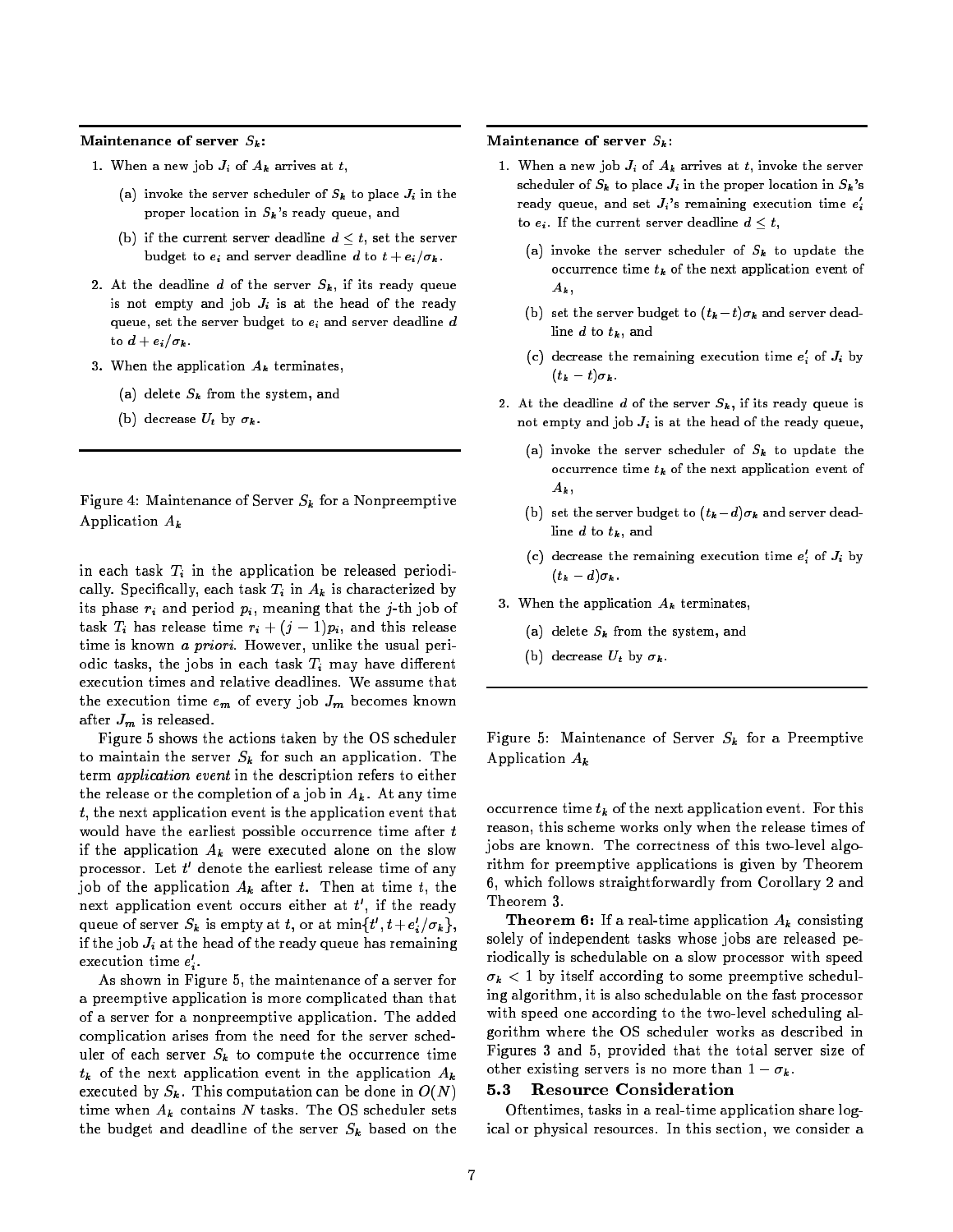**Maintenance of server $S_k$:**

1. When a new job $J_i$ of $A_k$ arrives at $t$,
   - (a) invoke the server scheduler of $S_k$ to place $J_i$ in the proper location in $S_k$'s ready queue, and
   - (b) if the current server deadline $d \leq t$, set the server budget to $e_i$ and server deadline $d$ to $t + e_i/\sigma_k$.
2. At the deadline $d$ of the server $S_k$, if its ready queue is not empty and job $J_i$ is at the head of the ready queue, set the server budget to $e_i$ and server deadline $d$ to $d + e_i/\sigma_k$.
3. When the application $A_k$ terminates,
   - (a) delete $S_k$ from the system, and
   - (b) decrease $U_t$ by $\sigma_k$.

Figure 4: Maintenance of Server $S_k$ for a Nonpreemptive Application $A_k$

in each task $T_i$ in the application be released periodically. Specifically, each task $T_i$ in $A_k$ is characterized by its phase $r_i$ and period $p_i$, meaning that the $j$-th job of task $T_i$ has release time $r_i + (j-1)p_i$, and this release time is known *a priori*. However, unlike the usual periodic tasks, the jobs in each task $T_i$ may have different execution times and relative deadlines. We assume that the execution time $e_m$ of every job $J_m$ becomes known after $J_m$ is released.

Figure 5 shows the actions taken by the OS scheduler to maintain the server $S_k$ for such an application. The term *application event* in the description refers to either the release or the completion of a job in $A_k$. At any time $t$, the next application event is the application event that would have the earliest possible occurrence time after $t$ if the application $A_k$ were executed alone on the slow processor. Let $t'$ denote the earliest release time of any job of the application $A_k$ after $t$. Then at time $t$, the next application event occurs either at $t'$, if the ready queue of server $S_k$ is empty at $t$, or at $\min\{t', t + e'_i/\sigma_k\}$, if the job $J_i$ at the head of the ready queue has remaining execution time $e'_i$.

As shown in Figure 5, the maintenance of a server for a preemptive application is more complicated than that of a server for a nonpreemptive application. The added complication arises from the need for the server scheduler of each server $S_k$ to compute the occurrence time $t_k$ of the next application event in the application $A_k$ executed by $S_k$. This computation can be done in $O(N)$ time when $A_k$ contains $N$ tasks. The OS scheduler sets the budget and deadline of the server $S_k$ based on the

**Maintenance of server $S_k$:**

1. When a new job $J_i$ of $A_k$ arrives at $t$, invoke the server scheduler of $S_k$ to place $J_i$ in the proper location in $S_k$'s ready queue, and set $J_i$'s remaining execution time $e'_i$ to $e_i$. If the current server deadline $d \leq t$,
   - (a) invoke the server scheduler of $S_k$ to update the occurrence time $t_k$ of the next application event of $A_k$,
   - (b) set the server budget to $(t_k - t)\sigma_k$ and server deadline $d$ to $t_k$, and
   - (c) decrease the remaining execution time $e'_i$ of $J_i$ by $(t_k - t)\sigma_k$.
2. At the deadline $d$ of the server $S_k$, if its ready queue is not empty and job $J_i$ is at the head of the ready queue,
   - (a) invoke the server scheduler of $S_k$ to update the occurrence time $t_k$ of the next application event of $A_k$,
   - (b) set the server budget to $(t_k - d)\sigma_k$ and server deadline $d$ to $t_k$, and
   - (c) decrease the remaining execution time $e'_i$ of $J_i$ by $(t_k - d)\sigma_k$.
3. When the application $A_k$ terminates,
   - (a) delete $S_k$ from the system, and
   - (b) decrease $U_t$ by $\sigma_k$.

Figure 5: Maintenance of Server $S_k$ for a Preemptive Application $A_k$

occurrence time $t_k$ of the next application event. For this reason, this scheme works only when the release times of jobs are known. The correctness of this two-level algorithm for preemptive applications is given by Theorem 6, which follows straightforwardly from Corollary 2 and Theorem 3.

**Theorem 6:** If a real-time application $A_k$ consisting solely of independent tasks whose jobs are released periodically is schedulable on a slow processor with speed $\sigma_k < 1$ by itself according to some preemptive scheduling algorithm, it is also schedulable on the fast processor with speed one according to the two-level scheduling algorithm where the OS scheduler works as described in Figures 3 and 5, provided that the total server size of other existing servers is no more than $1 - \sigma_k$.

### 5.3 Resource Consideration

Oftentimes, tasks in a real-time application share logical or physical resources. In this section, we consider a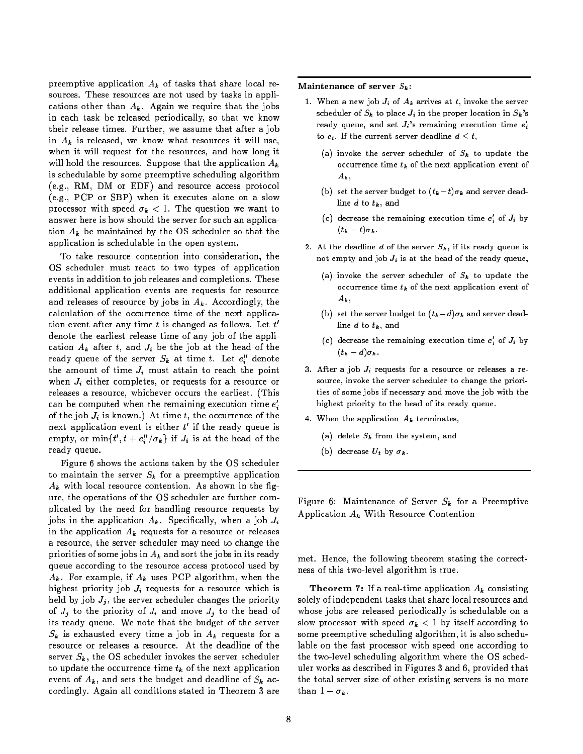preemptive application $A_k$ of tasks that share local resources. These resources are not used by tasks in applications other than $A_k$. Again we require that the jobs in each task be released periodically, so that we know their release times. Further, we assume that after a job in $A_k$ is released, we know what resources it will use, when it will request for the resources, and how long it will hold the resources. Suppose that the application $A_k$ is schedulable by some preemptive scheduling algorithm (e.g., RM, DM or EDF) and resource access protocol (e.g., PCP or SBP) when it executes alone on a slow processor with speed $\sigma_k < 1$. The question we want to answer here is how should the server for such an application $A_k$ be maintained by the OS scheduler so that the application is schedulable in the open system.

To take resource contention into consideration, the OS scheduler must react to two types of application events in addition to job releases and completions. These additional application events are requests for resource and releases of resource by jobs in $A_k$. Accordingly, the calculation of the occurrence time of the next application event after any time $t$ is changed as follows. Let $t'$ denote the earliest release time of any job of the application $A_k$ after $t$, and $J_i$ be the job at the head of the ready queue of the server $S_k$ at time $t$. Let $e''_i$ denote the amount of time $J_i$ must attain to reach the point when $J_i$ either completes, or requests for a resource or releases a resource, whichever occurs the earliest. (This can be computed when the remaining execution time $e'_i$ of the job $J_i$ is known.) At time $t$, the occurrence of the next application event is either $t'$ if the ready queue is empty, or $\min\{t', t + e''_i/\sigma_k\}$ if $J_i$ is at the head of the ready queue.

Figure 6 shows the actions taken by the OS scheduler to maintain the server $S_k$ for a preemptive application $A_k$ with local resource contention. As shown in the figure, the operations of the OS scheduler are further complicated by the need for handling resource requests by jobs in the application $A_k$. Specifically, when a job $J_i$ in the application $A_k$ requests for a resource or releases a resource, the server scheduler may need to change the priorities of some jobs in $A_k$ and sort the jobs in its ready queue according to the resource access protocol used by $A_k$. For example, if $A_k$ uses PCP algorithm, when the highest priority job $J_i$ requests for a resource which is held by job $J_j$, the server scheduler changes the priority of $J_j$ to the priority of $J_i$ and move $J_j$ to the head of its ready queue. We note that the budget of the server $S_k$ is exhausted every time a job in $A_k$ requests for a resource or releases a resource. At the deadline of the server $S_k$, the OS scheduler invokes the server scheduler to update the occurrence time $t_k$ of the next application event of $A_k$, and sets the budget and deadline of $S_k$ accordingly. Again all conditions stated in Theorem 3 are met. Hence, the following theorem stating the correctness of this two-level algorithm is true.

---

**Maintenance of server $S_k$:**

1. When a new job $J_i$ of $A_k$ arrives at $t$, invoke the server scheduler of $S_k$ to place $J_i$ in the proper location in $S_k$'s ready queue, and set $J_i$'s remaining execution time $e'_i$ to $e_i$. If the current server deadline $d \leq t$,
   (a) invoke the server scheduler of $S_k$ to update the occurrence time $t_k$ of the next application event of $A_k$,
   (b) set the server budget to $(t_k - t)\sigma_k$ and server deadline $d$ to $t_k$, and
   (c) decrease the remaining execution time $e'_i$ of $J_i$ by $(t_k - t)\sigma_k$.
2. At the deadline $d$ of the server $S_k$, if its ready queue is not empty and job $J_i$ is at the head of the ready queue,
   (a) invoke the server scheduler of $S_k$ to update the occurrence time $t_k$ of the next application event of $A_k$,
   (b) set the server budget to $(t_k - d)\sigma_k$ and server deadline $d$ to $t_k$, and
   (c) decrease the remaining execution time $e'_i$ of $J_i$ by $(t_k - d)\sigma_k$.
3. After a job $J_i$ requests for a resource or releases a resource, invoke the server scheduler to change the priorities of some jobs if necessary and move the job with the highest priority to the head of its ready queue.
4. When the application $A_k$ terminates,
   (a) delete $S_k$ from the system, and
   (b) decrease $U_t$ by $\sigma_k$.

---

Figure 6: Maintenance of Server $S_k$ for a Preemptive Application $A_k$ With Resource Contention

**Theorem 7:** If a real-time application $A_k$ consisting solely of independent tasks that share local resources and whose jobs are released periodically is schedulable on a slow processor with speed $\sigma_k < 1$ by itself according to some preemptive scheduling algorithm, it is also schedulable on the fast processor with speed one according to the two-level scheduling algorithm where the OS scheduler works as described in Figures 3 and 6, provided that the total server size of other existing servers is no more than $1 - \sigma_k$.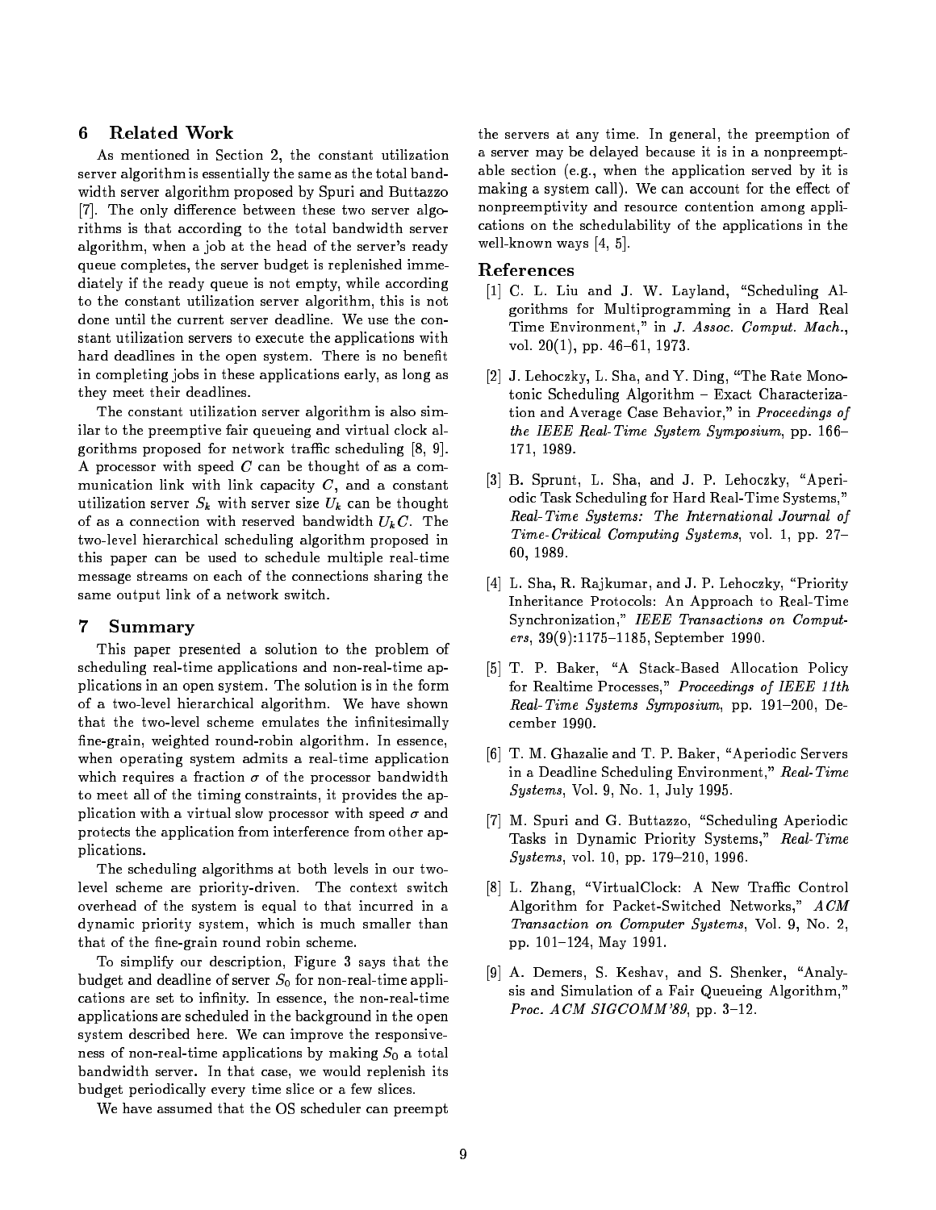## 6 Related Work

As mentioned in Section 2, the constant utilization server algorithm is essentially the same as the total bandwidth server algorithm proposed by Spuri and Buttazzo [7]. The only difference between these two server algorithms is that according to the total bandwidth server algorithm, when a job at the head of the server's ready queue completes, the server budget is replenished immediately if the ready queue is not empty, while according to the constant utilization server algorithm, this is not done until the current server deadline. We use the constant utilization servers to execute the applications with hard deadlines in the open system. There is no benefit in completing jobs in these applications early, as long as they meet their deadlines.

The constant utilization server algorithm is also similar to the preemptive fair queueing and virtual clock algorithms proposed for network traffic scheduling [8, 9]. A processor with speed $C$ can be thought of as a communication link with link capacity $C$, and a constant utilization server $S_k$ with server size $U_k$ can be thought of as a connection with reserved bandwidth $U_k C$. The two-level hierarchical scheduling algorithm proposed in this paper can be used to schedule multiple real-time message streams on each of the connections sharing the same output link of a network switch.

## 7 Summary

This paper presented a solution to the problem of scheduling real-time applications and non-real-time applications in an open system. The solution is in the form of a two-level hierarchical algorithm. We have shown that the two-level scheme emulates the infinitesimally fine-grain, weighted round-robin algorithm. In essence, when operating system admits a real-time application which requires a fraction $\sigma$ of the processor bandwidth to meet all of the timing constraints, it provides the application with a virtual slow processor with speed $\sigma$ and protects the application from interference from other applications.

The scheduling algorithms at both levels in our two-level scheme are priority-driven. The context switch overhead of the system is equal to that incurred in a dynamic priority system, which is much smaller than that of the fine-grain round robin scheme.

To simplify our description, Figure 3 says that the budget and deadline of server $S_0$ for non-real-time applications are set to infinity. In essence, the non-real-time applications are scheduled in the background in the open system described here. We can improve the responsiveness of non-real-time applications by making $S_0$ a total bandwidth server. In that case, we would replenish its budget periodically every time slice or a few slices.

We have assumed that the OS scheduler can preempt the servers at any time. In general, the preemption of a server may be delayed because it is in a nonpreemptable section (e.g., when the application served by it is making a system call). We can account for the effect of nonpreemptivity and resource contention among applications on the schedulability of the applications in the well-known ways [4, 5].

## References

[1] C. L. Liu and J. W. Layland, "Scheduling Algorithms for Multiprogramming in a Hard Real Time Environment," in *J. Assoc. Comput. Mach.*, vol. 20(1), pp. 46–61, 1973.

[2] J. Lehoczky, L. Sha, and Y. Ding, "The Rate Monotonic Scheduling Algorithm – Exact Characterization and Average Case Behavior," in *Proceedings of the IEEE Real-Time System Symposium*, pp. 166–171, 1989.

[3] B. Sprunt, L. Sha, and J. P. Lehoczky, "Aperiodic Task Scheduling for Hard Real-Time Systems," *Real-Time Systems: The International Journal of Time-Critical Computing Systems*, vol. 1, pp. 27–60, 1989.

[4] L. Sha, R. Rajkumar, and J. P. Lehoczky, "Priority Inheritance Protocols: An Approach to Real-Time Synchronization," *IEEE Transactions on Computers*, 39(9):1175–1185, September 1990.

[5] T. P. Baker, "A Stack-Based Allocation Policy for Realtime Processes," *Proceedings of IEEE 11th Real-Time Systems Symposium*, pp. 191–200, December 1990.

[6] T. M. Ghazalie and T. P. Baker, "Aperiodic Servers in a Deadline Scheduling Environment," *Real-Time Systems*, Vol. 9, No. 1, July 1995.

[7] M. Spuri and G. Buttazzo, "Scheduling Aperiodic Tasks in Dynamic Priority Systems," *Real-Time Systems*, vol. 10, pp. 179–210, 1996.

[8] L. Zhang, "VirtualClock: A New Traffic Control Algorithm for Packet-Switched Networks," *ACM Transaction on Computer Systems*, Vol. 9, No. 2, pp. 101–124, May 1991.

[9] A. Demers, S. Keshav, and S. Shenker, "Analysis and Simulation of a Fair Queueing Algorithm," *Proc. ACM SIGCOMM'89*, pp. 3–12.